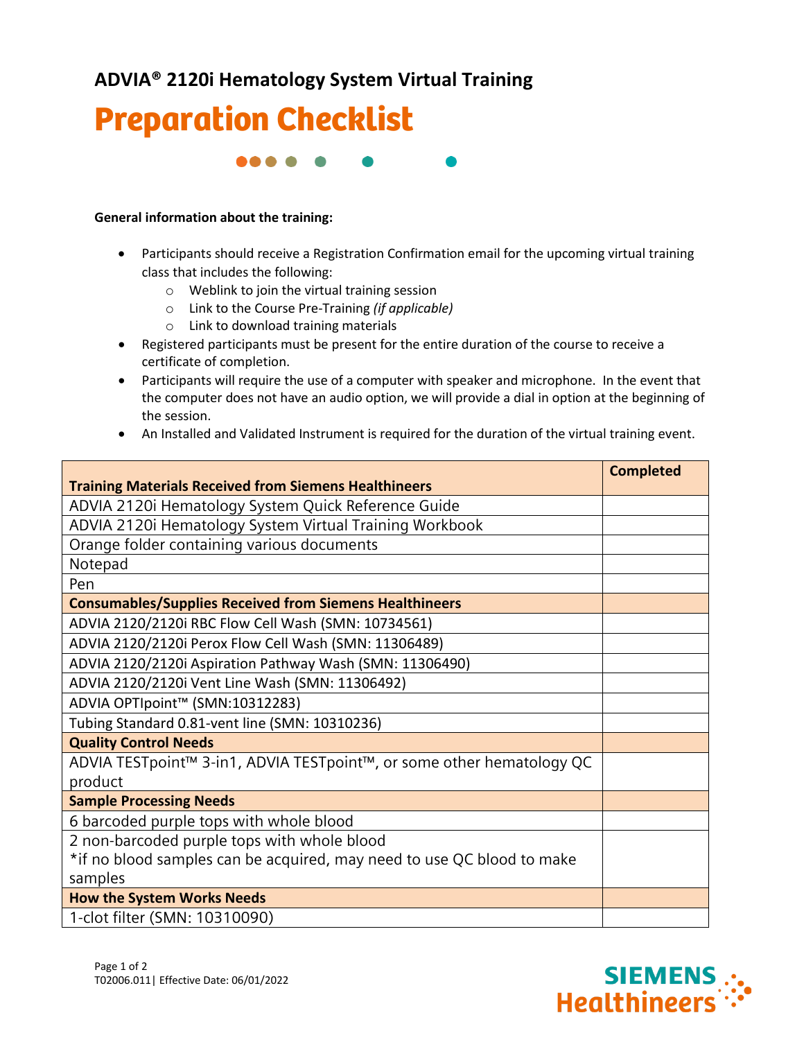## ADVIA® 2120i Hematology System Virtual Training

# Preparation Checklist

**General information about the training:**

- Participants should receive a Registration Confirmation email for the upcoming virtual training class that includes the following:
  - Weblink to join the virtual training session
  - Link to the Course Pre-Training *(if applicable)*
  - Link to download training materials
- Registered participants must be present for the entire duration of the course to receive a certificate of completion.
- Participants will require the use of a computer with speaker and microphone. In the event that the computer does not have an audio option, we will provide a dial in option at the beginning of the session.
- An Installed and Validated Instrument is required for the duration of the virtual training event.

| **Training Materials Received from Siemens Healthineers** | **Completed** |
|---|---|
| ADVIA 2120i Hematology System Quick Reference Guide | |
| ADVIA 2120i Hematology System Virtual Training Workbook | |
| Orange folder containing various documents | |
| Notepad | |
| Pen | |
| **Consumables/Supplies Received from Siemens Healthineers** | |
| ADVIA 2120/2120i RBC Flow Cell Wash (SMN: 10734561) | |
| ADVIA 2120/2120i Perox Flow Cell Wash (SMN: 11306489) | |
| ADVIA 2120/2120i Aspiration Pathway Wash (SMN: 11306490) | |
| ADVIA 2120/2120i Vent Line Wash (SMN: 11306492) | |
| ADVIA OPTIpoint™ (SMN:10312283) | |
| Tubing Standard 0.81-vent line (SMN: 10310236) | |
| **Quality Control Needs** | |
| ADVIA TESTpoint™ 3-in1, ADVIA TESTpoint™, or some other hematology QC product | |
| **Sample Processing Needs** | |
| 6 barcoded purple tops with whole blood | |
| 2 non-barcoded purple tops with whole blood<br>*if no blood samples can be acquired, may need to use QC blood to make samples | |
| **How the System Works Needs** | |
| 1-clot filter (SMN: 10310090) | |

T02006.011| Effective Date: 06/01/2022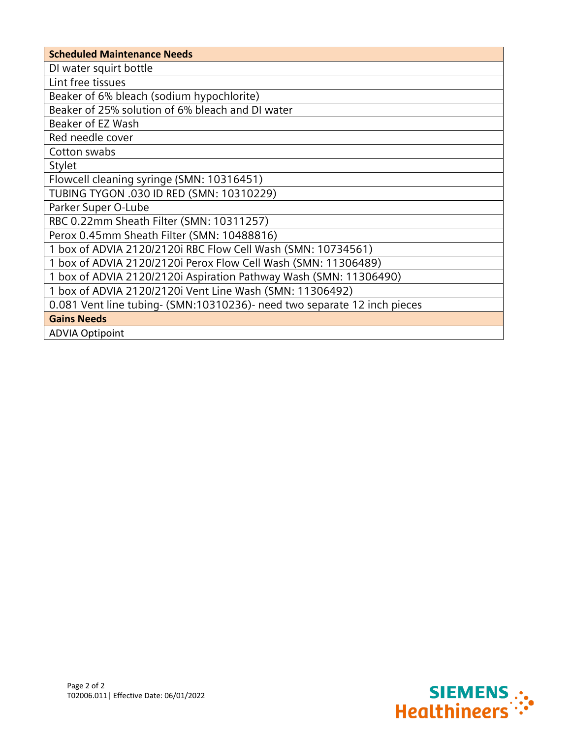| **Scheduled Maintenance Needs** | |
| --- | --- |
| DI water squirt bottle | |
| Lint free tissues | |
| Beaker of 6% bleach (sodium hypochlorite) | |
| Beaker of 25% solution of 6% bleach and DI water | |
| Beaker of EZ Wash | |
| Red needle cover | |
| Cotton swabs | |
| Stylet | |
| Flowcell cleaning syringe (SMN: 10316451) | |
| TUBING TYGON .030 ID RED (SMN: 10310229) | |
| Parker Super O-Lube | |
| RBC 0.22mm Sheath Filter (SMN: 10311257) | |
| Perox 0.45mm Sheath Filter (SMN: 10488816) | |
| 1 box of ADVIA 2120/2120i RBC Flow Cell Wash (SMN: 10734561) | |
| 1 box of ADVIA 2120/2120i Perox Flow Cell Wash (SMN: 11306489) | |
| 1 box of ADVIA 2120/2120i Aspiration Pathway Wash (SMN: 11306490) | |
| 1 box of ADVIA 2120/2120i Vent Line Wash (SMN: 11306492) | |
| 0.081 Vent line tubing- (SMN:10310236)- need two separate 12 inch pieces | |
| **Gains Needs** | |
| ADVIA Optipoint | |

T02006.011| Effective Date: 06/01/2022